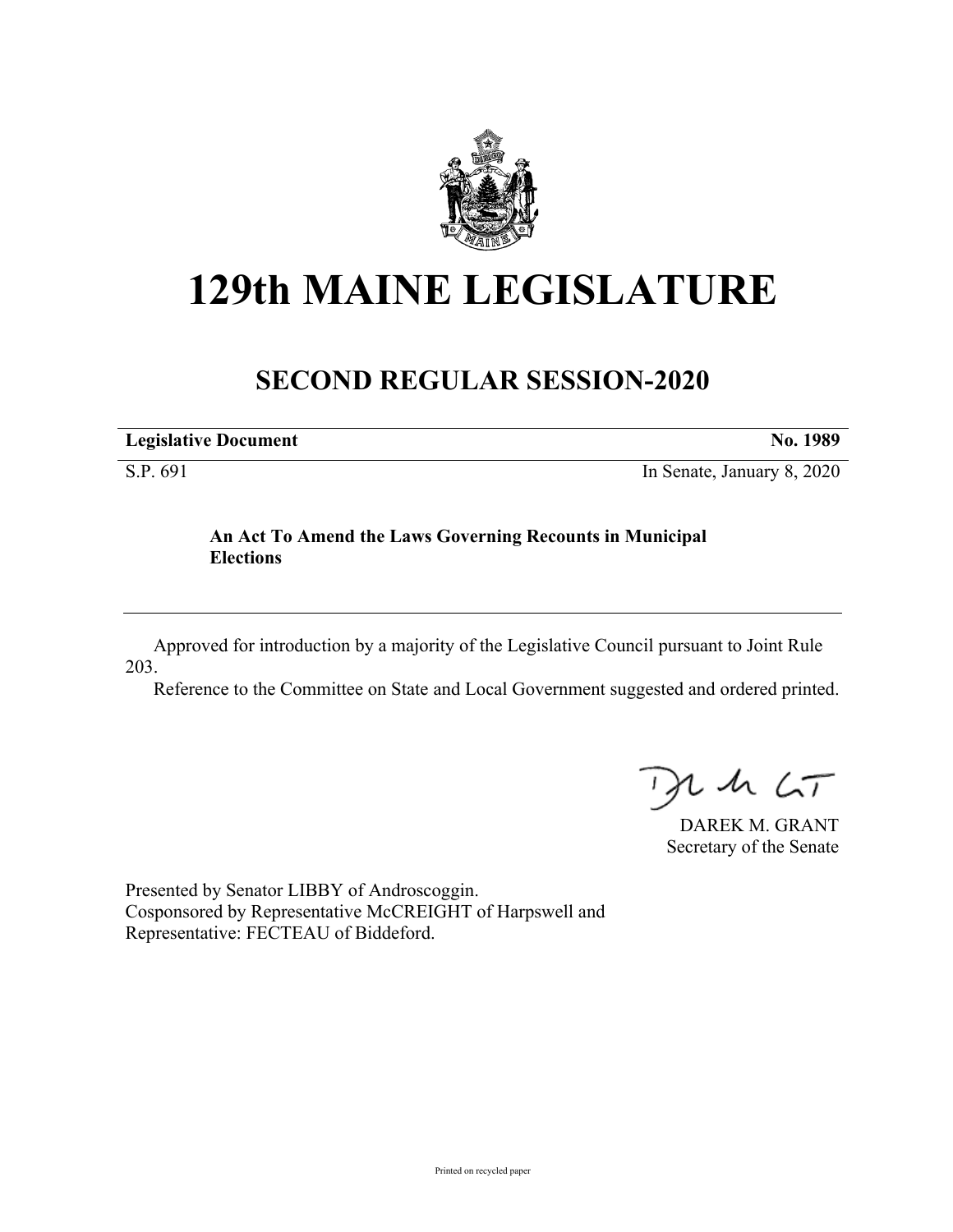# 129th MAINE LEGISLATURE

## SECOND REGULAR SESSION-2020

**Legislative Document** **No. 1989**

S.P. 691 In Senate, January 8, 2020

**An Act To Amend the Laws Governing Recounts in Municipal Elections**

Approved for introduction by a majority of the Legislative Council pursuant to Joint Rule 203.

Reference to the Committee on State and Local Government suggested and ordered printed.

DAREK M. GRANT
Secretary of the Senate

Presented by Senator LIBBY of Androscoggin.
Cosponsored by Representative McCREIGHT of Harpswell and
Representative: FECTEAU of Biddeford.

Printed on recycled paper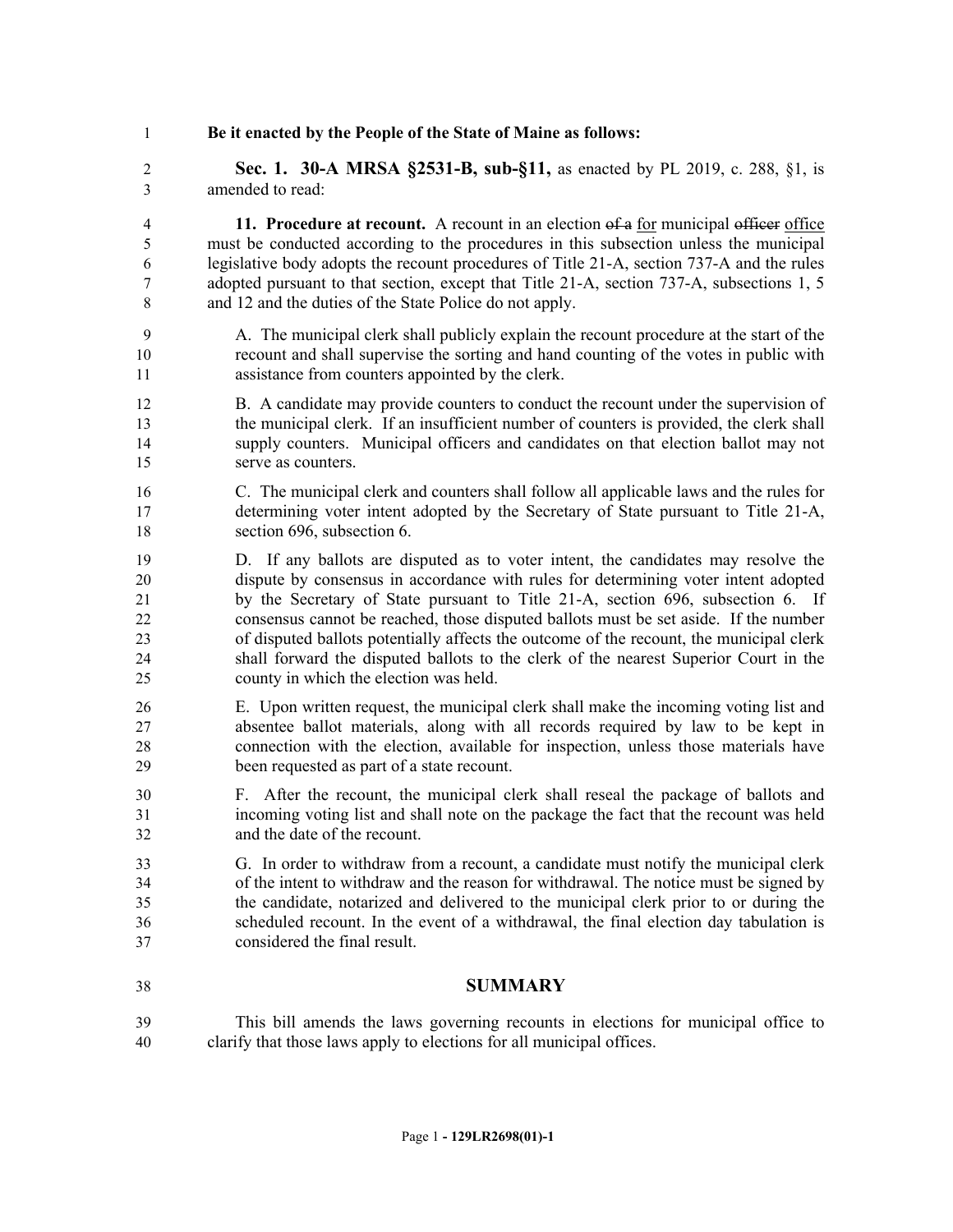**Be it enacted by the People of the State of Maine as follows:**

**Sec. 1. 30-A MRSA §2531-B, sub-§11,** as enacted by PL 2019, c. 288, §1, is amended to read:

**11. Procedure at recount.** A recount in an election ~~of a~~ for municipal ~~officer~~ office must be conducted according to the procedures in this subsection unless the municipal legislative body adopts the recount procedures of Title 21-A, section 737-A and the rules adopted pursuant to that section, except that Title 21-A, section 737-A, subsections 1, 5 and 12 and the duties of the State Police do not apply.

A. The municipal clerk shall publicly explain the recount procedure at the start of the recount and shall supervise the sorting and hand counting of the votes in public with assistance from counters appointed by the clerk.

B. A candidate may provide counters to conduct the recount under the supervision of the municipal clerk. If an insufficient number of counters is provided, the clerk shall supply counters. Municipal officers and candidates on that election ballot may not serve as counters.

C. The municipal clerk and counters shall follow all applicable laws and the rules for determining voter intent adopted by the Secretary of State pursuant to Title 21-A, section 696, subsection 6.

D. If any ballots are disputed as to voter intent, the candidates may resolve the dispute by consensus in accordance with rules for determining voter intent adopted by the Secretary of State pursuant to Title 21-A, section 696, subsection 6. If consensus cannot be reached, those disputed ballots must be set aside. If the number of disputed ballots potentially affects the outcome of the recount, the municipal clerk shall forward the disputed ballots to the clerk of the nearest Superior Court in the county in which the election was held.

E. Upon written request, the municipal clerk shall make the incoming voting list and absentee ballot materials, along with all records required by law to be kept in connection with the election, available for inspection, unless those materials have been requested as part of a state recount.

F. After the recount, the municipal clerk shall reseal the package of ballots and incoming voting list and shall note on the package the fact that the recount was held and the date of the recount.

G. In order to withdraw from a recount, a candidate must notify the municipal clerk of the intent to withdraw and the reason for withdrawal. The notice must be signed by the candidate, notarized and delivered to the municipal clerk prior to or during the scheduled recount. In the event of a withdrawal, the final election day tabulation is considered the final result.

## SUMMARY

This bill amends the laws governing recounts in elections for municipal office to clarify that those laws apply to elections for all municipal offices.